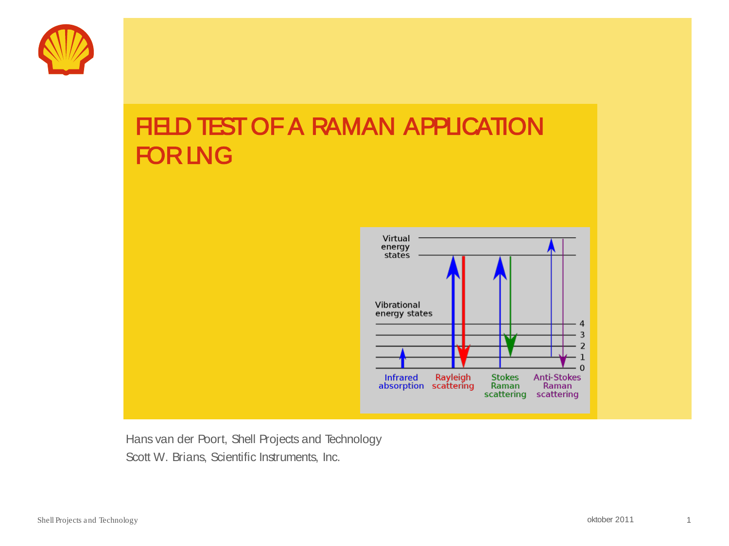# FIELD TEST OF A RAMAN APPLICATION FOR LNG

Hans van der Poort, Shell Projects and Technology

Scott W. Brians, Scientific Instruments, Inc.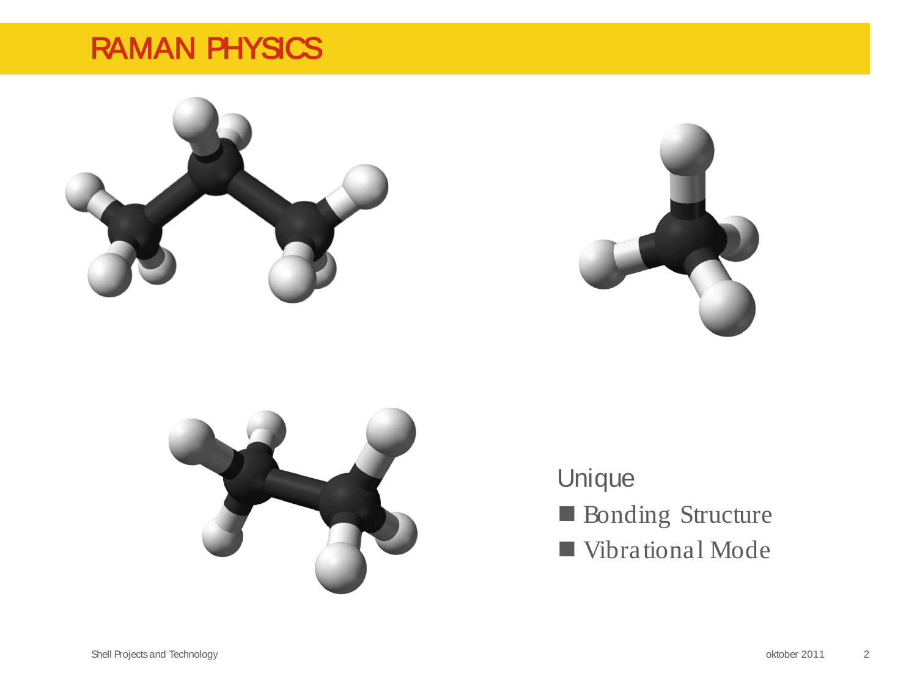# RAMAN PHYSICS

Unique

- Bonding Structure
- Vibrational Mode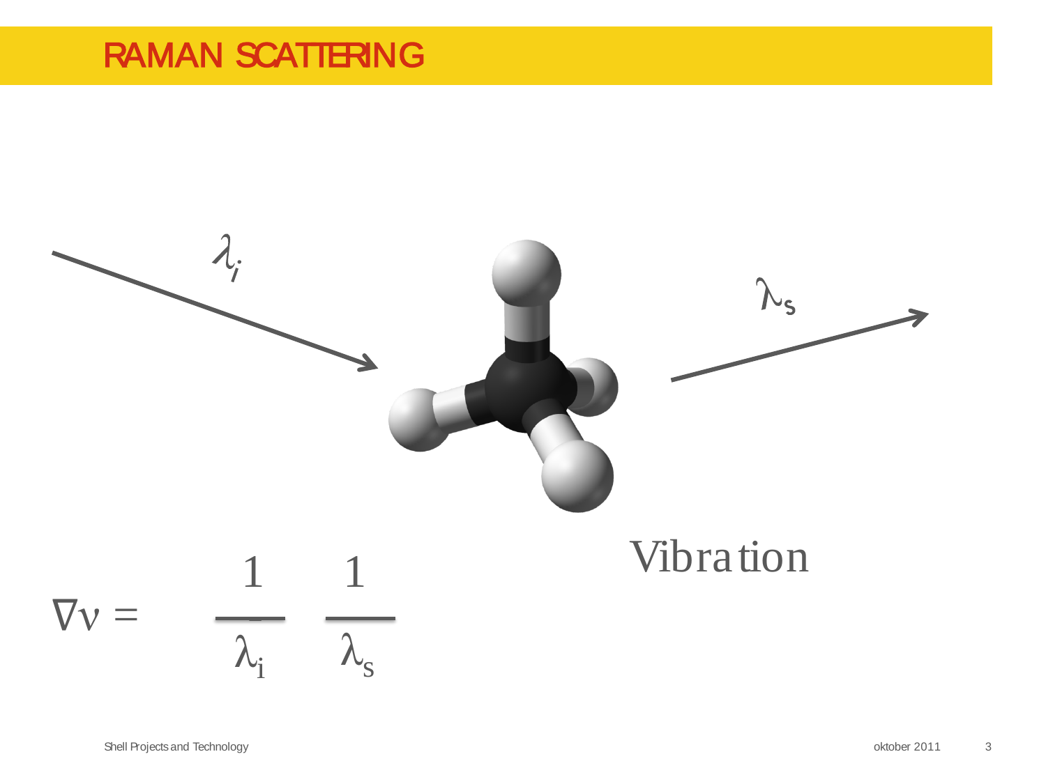# RAMAN SCATTERING

$\lambda_i$

$\lambda_s$

Vibration

$$\nabla \nu = \frac{1}{\lambda_i} - \frac{1}{\lambda_s}$$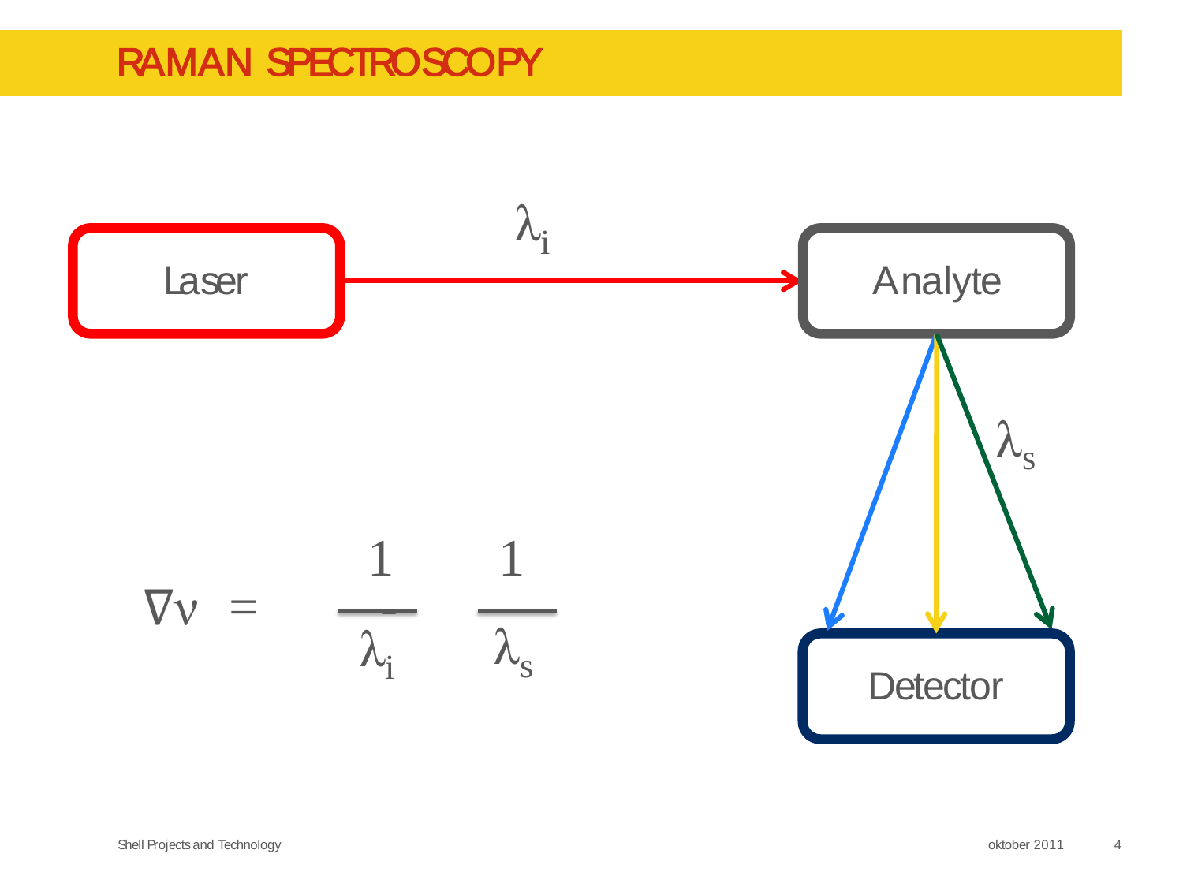# RAMAN SPECTROSCOPY

Laser

$\lambda_i$

Analyte

$\lambda_s$

Detector

$$\nabla\nu = \frac{1}{\lambda_i} - \frac{1}{\lambda_s}$$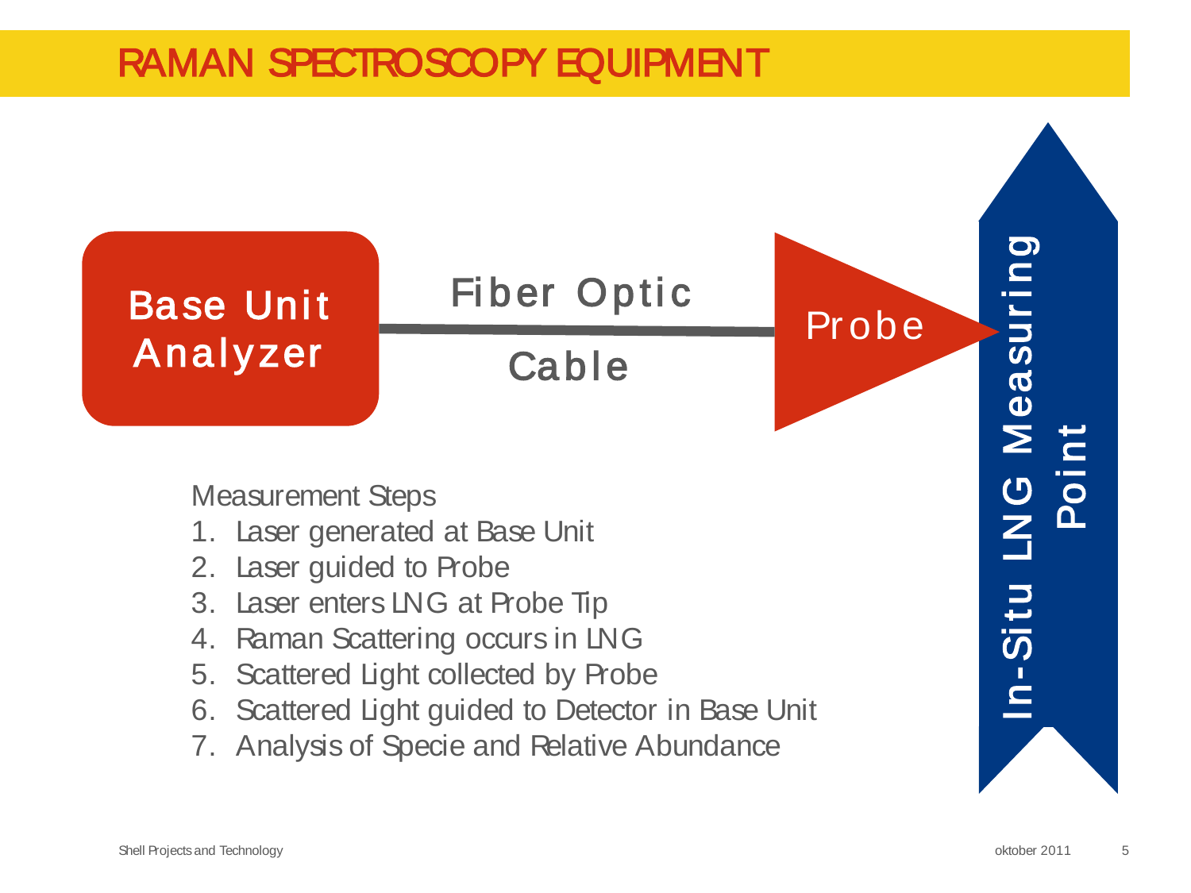# RAMAN SPECTROSCOPY EQUIPMENT

Base Unit Analyzer

Fiber Optic Cable

Probe

In-Situ LNG Measuring Point

Measurement Steps

1. Laser generated at Base Unit
2. Laser guided to Probe
3. Laser enters LNG at Probe Tip
4. Raman Scattering occurs in LNG
5. Scattered Light collected by Probe
6. Scattered Light guided to Detector in Base Unit
7. Analysis of Specie and Relative Abundance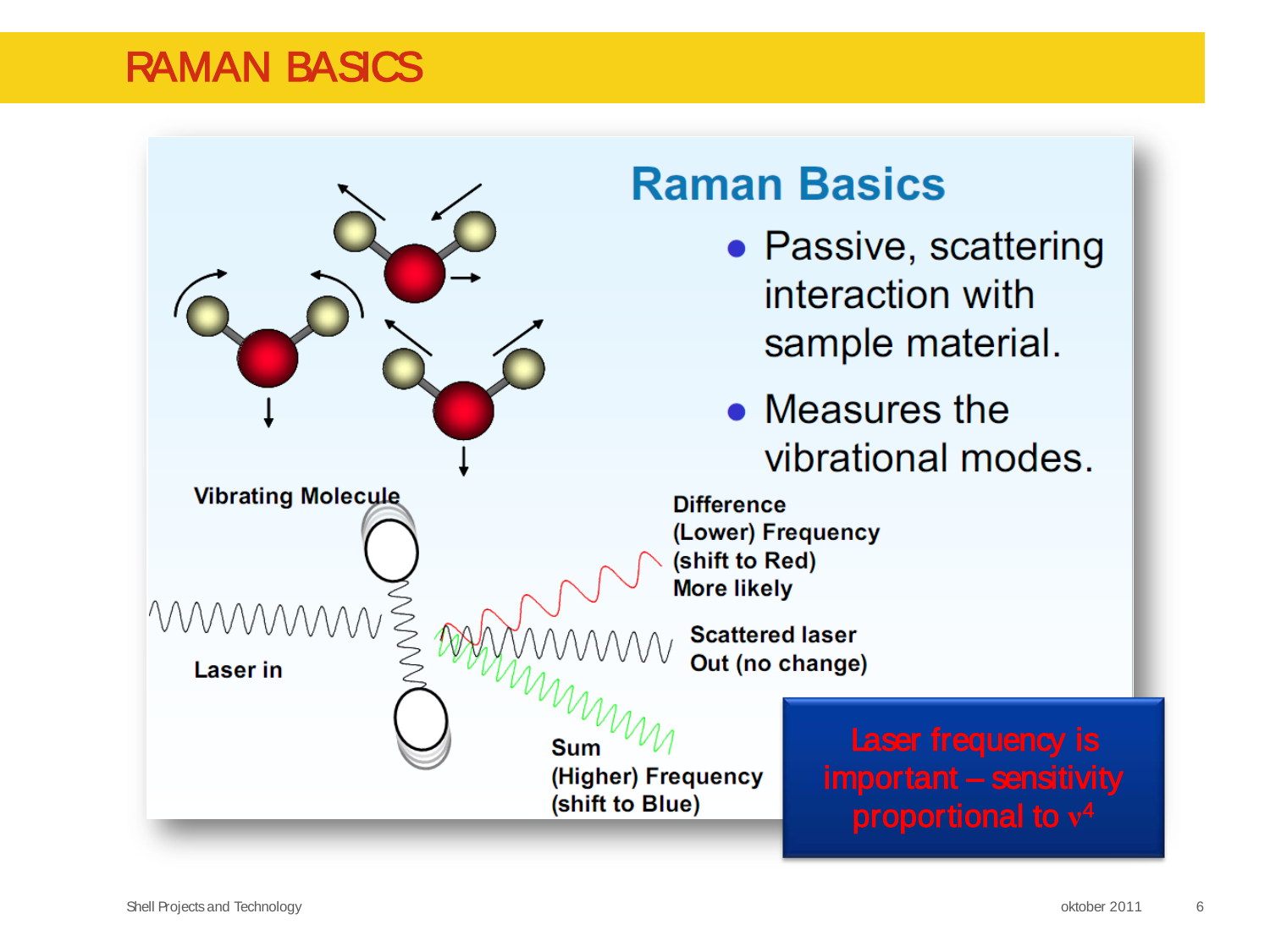# RAMAN BASICS

## Raman Basics

- Passive, scattering interaction with sample material.
- Measures the vibrational modes.

Vibrating Molecule

Laser in

Difference (Lower) Frequency (shift to Red) More likely

Scattered laser Out (no change)

Sum (Higher) Frequency (shift to Blue)

**Laser frequency is important – sensitivity proportional to $\nu^4$**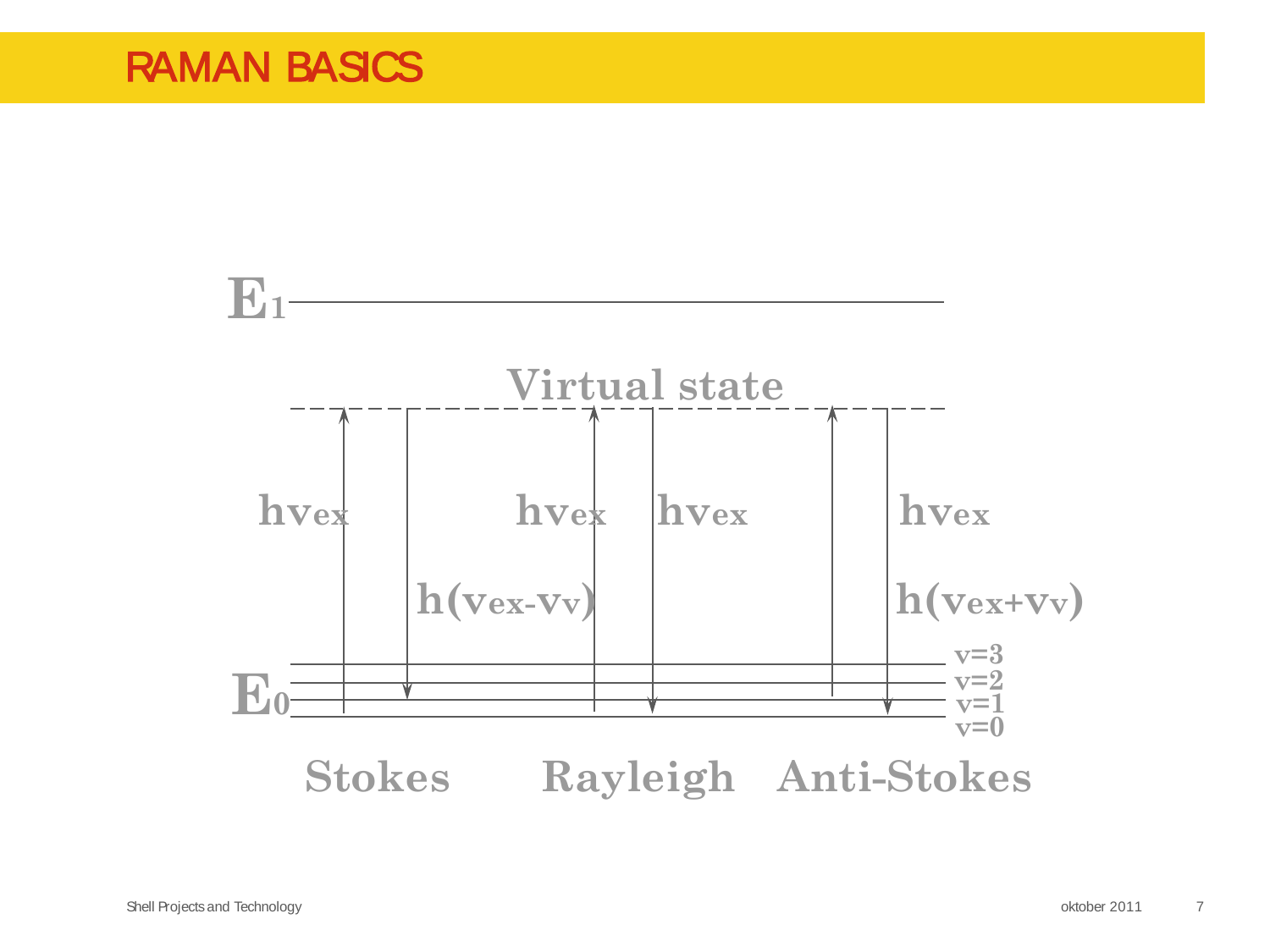# RAMAN BASICS

$E_1$

Virtual state

$h\nu_{ex}$

$h\nu_{ex}$

$h\nu_{ex}$

$h\nu_{ex}$

$h(\nu_{ex}-\nu_v)$

$h(\nu_{ex}+\nu_v)$

$E_0$

v=3

v=2

v=1

v=0

Stokes

Rayleigh

Anti-Stokes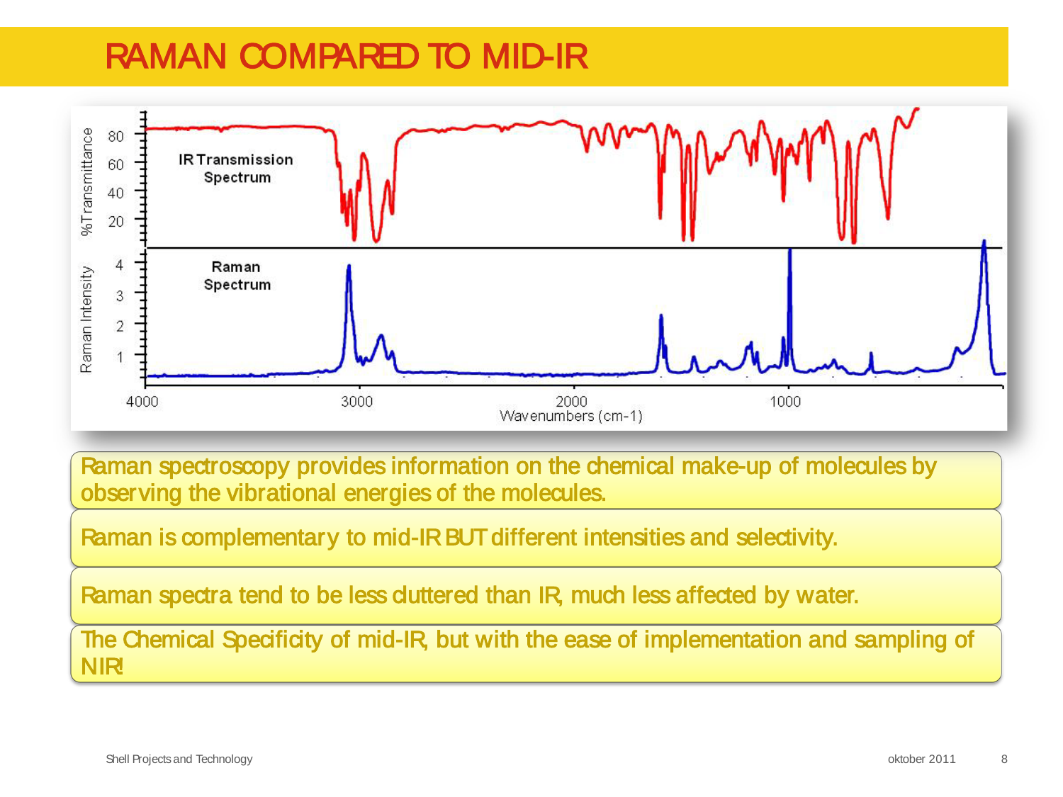# RAMAN COMPARED TO MID-IR

Raman spectroscopy provides information on the chemical make-up of molecules by observing the vibrational energies of the molecules.

Raman is complementary to mid-IR BUT different intensities and selectivity.

Raman spectra tend to be less cluttered than IR, much less affected by water.

The Chemical Specificity of mid-IR, but with the ease of implementation and sampling of NIR!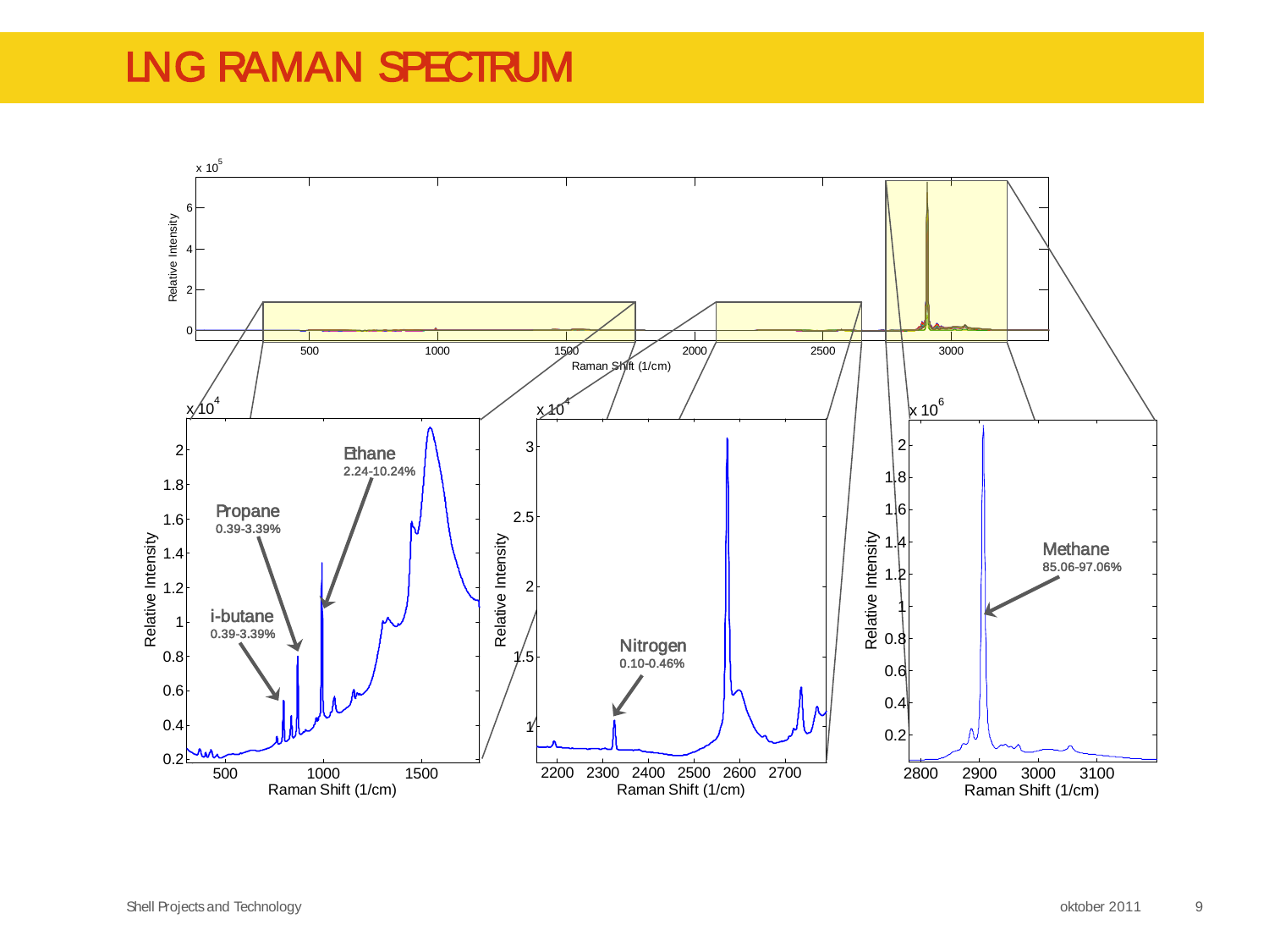# LNG RAMAN SPECTRUM

x 10^5

Relative Intensity

Raman Shift (1/cm)

Ethane
2.24-10.24%

Propane
0.39-3.39%

i-butane
0.39-3.39%

Nitrogen
0.10-0.46%

Methane
85.06-97.06%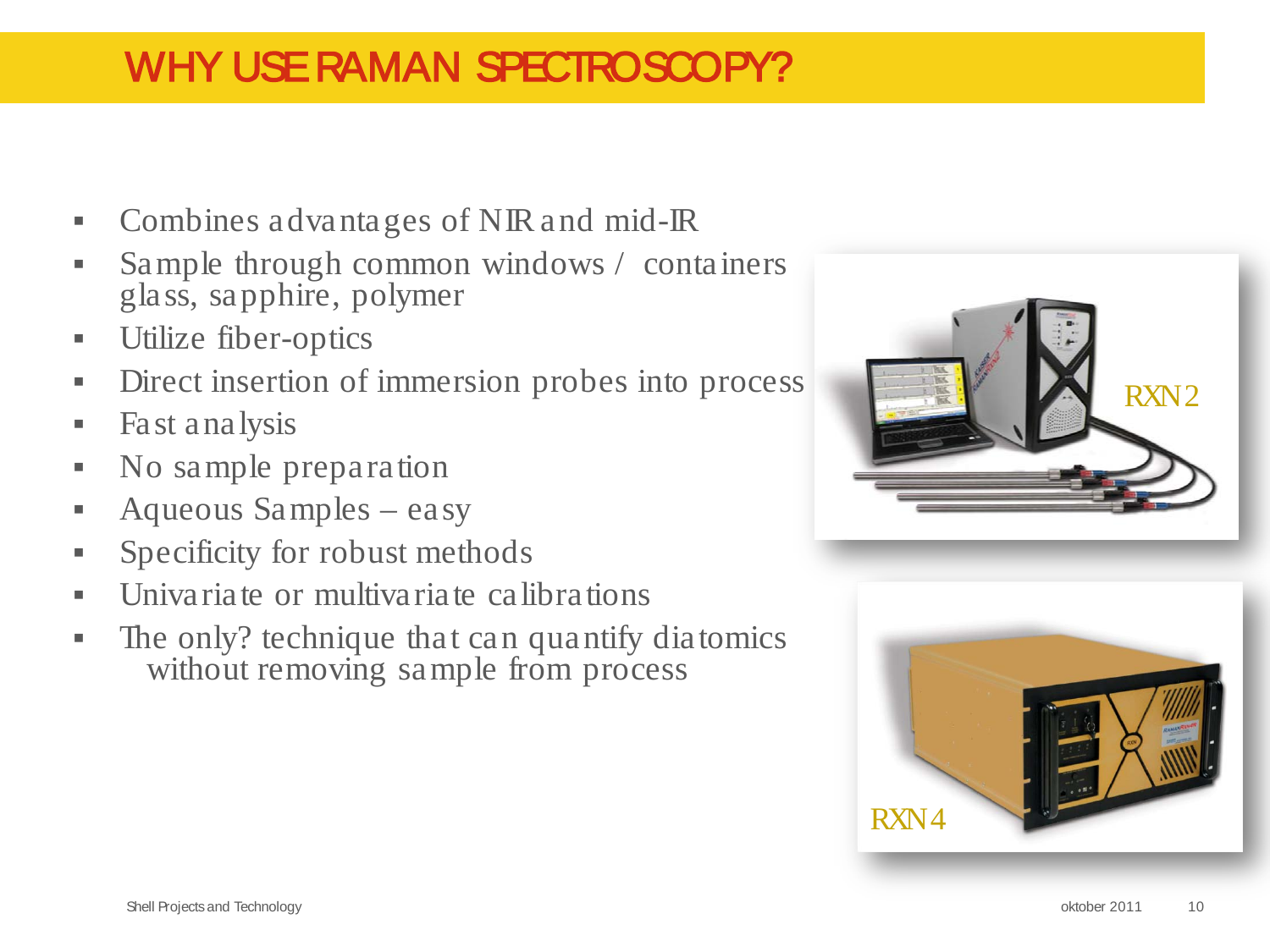# WHY USE RAMAN SPECTROSCOPY?

- Combines advantages of NIR and mid-IR
- Sample through common windows / containers glass, sapphire, polymer
- Utilize fiber-optics
- Direct insertion of immersion probes into process
- Fast analysis
- No sample preparation
- Aqueous Samples – easy
- Specificity for robust methods
- Univariate or multivariate calibrations
- The only? technique that can quantify diatomics without removing sample from process

RXN2

RXN4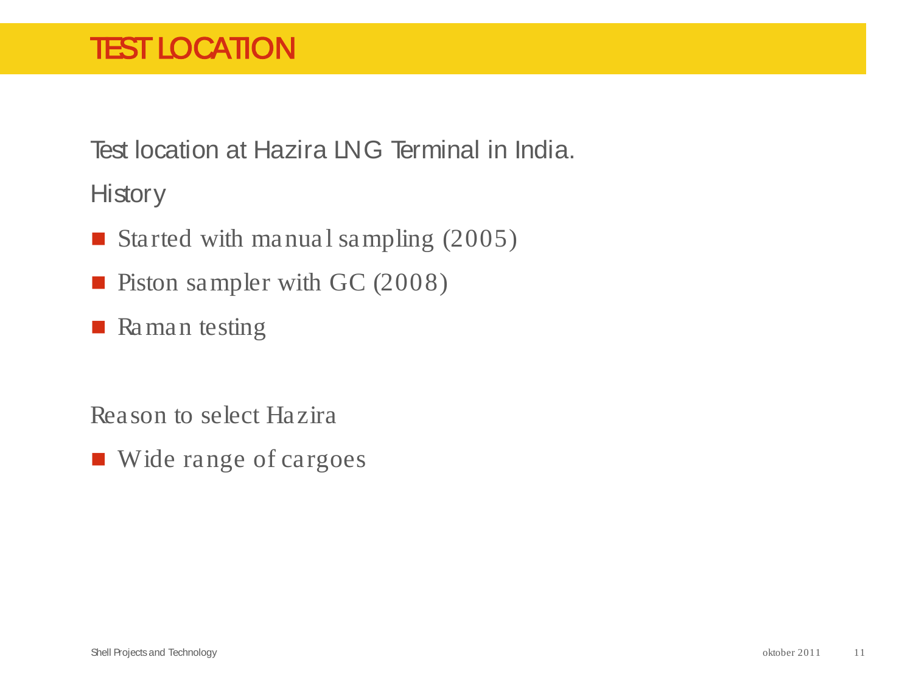# TEST LOCATION

Test location at Hazira LNG Terminal in India.

History

- Started with manual sampling (2005)
- Piston sampler with GC (2008)
- Raman testing

Reason to select Hazira

- Wide range of cargoes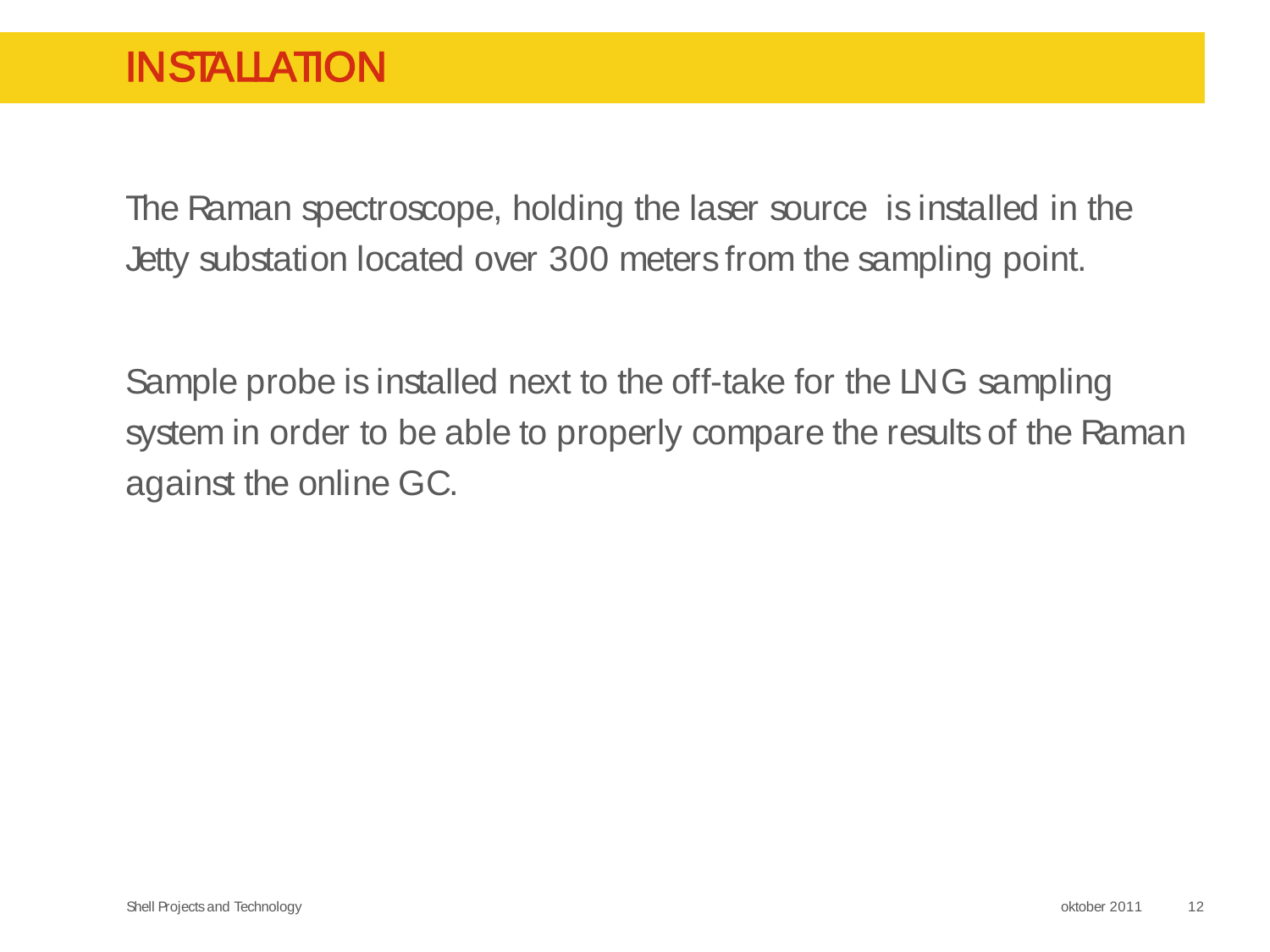# INSTALLATION

The Raman spectroscope, holding the laser source is installed in the Jetty substation located over 300 meters from the sampling point.

Sample probe is installed next to the off-take for the LNG sampling system in order to be able to properly compare the results of the Raman against the online GC.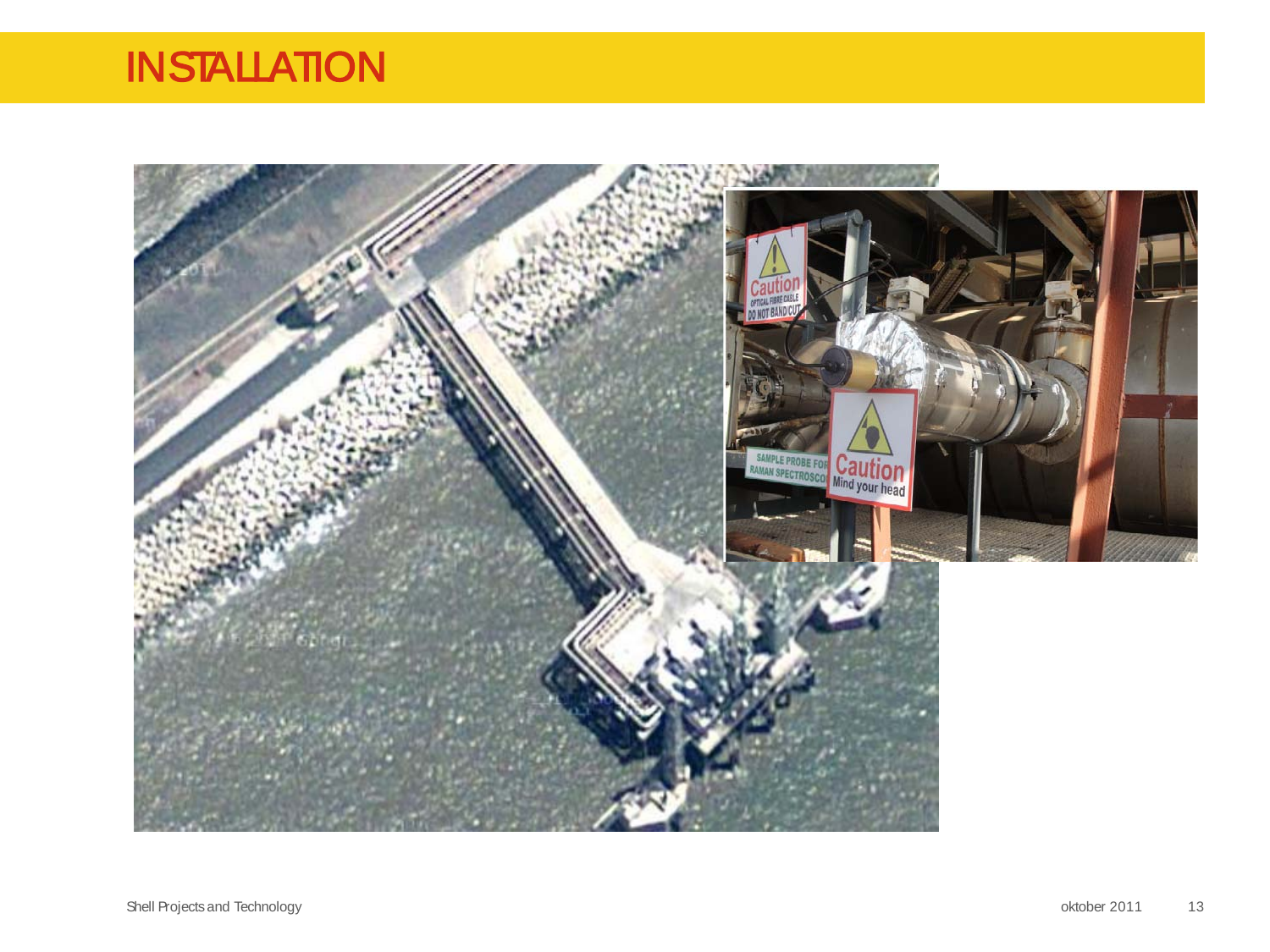# INSTALLATION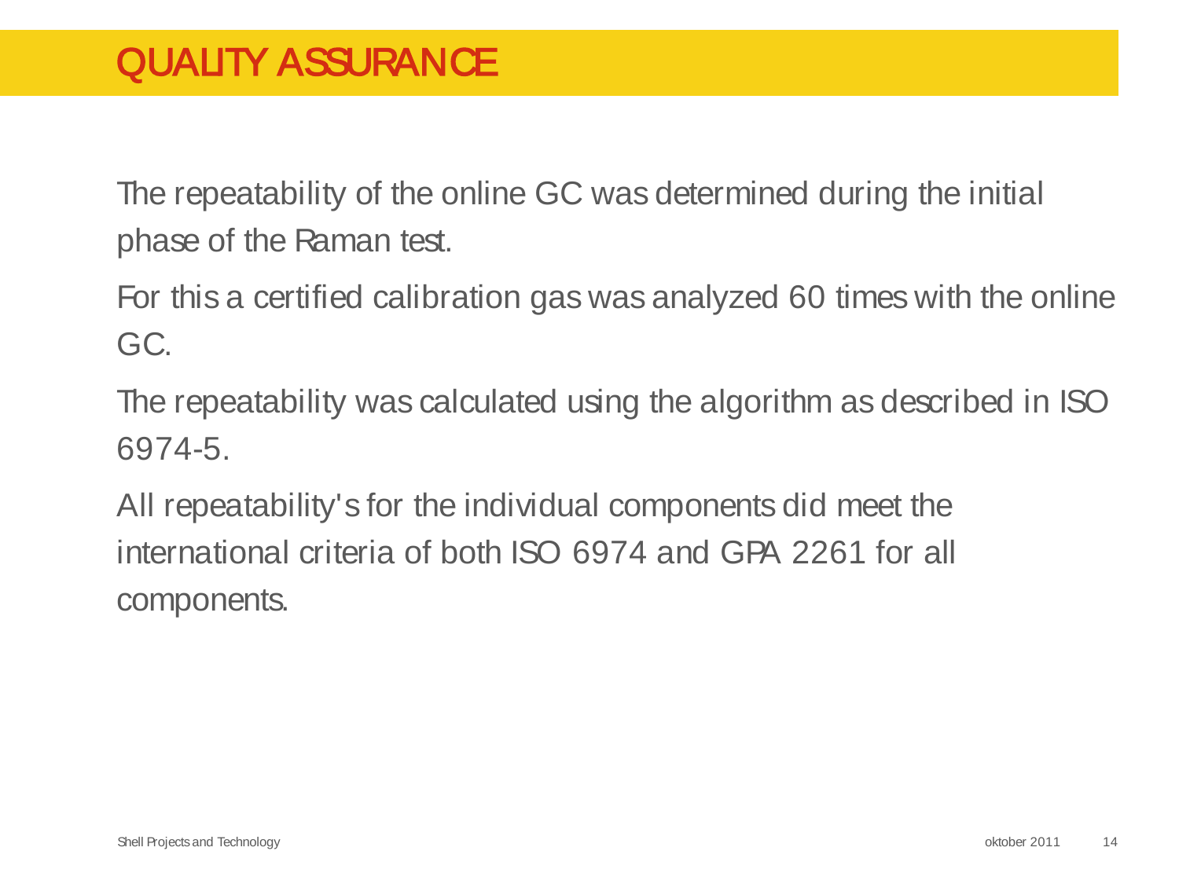# QUALITY ASSURANCE

The repeatability of the online GC was determined during the initial phase of the Raman test.

For this a certified calibration gas was analyzed 60 times with the online GC.

The repeatability was calculated using the algorithm as described in ISO 6974-5.

All repeatability's for the individual components did meet the international criteria of both ISO 6974 and GPA 2261 for all components.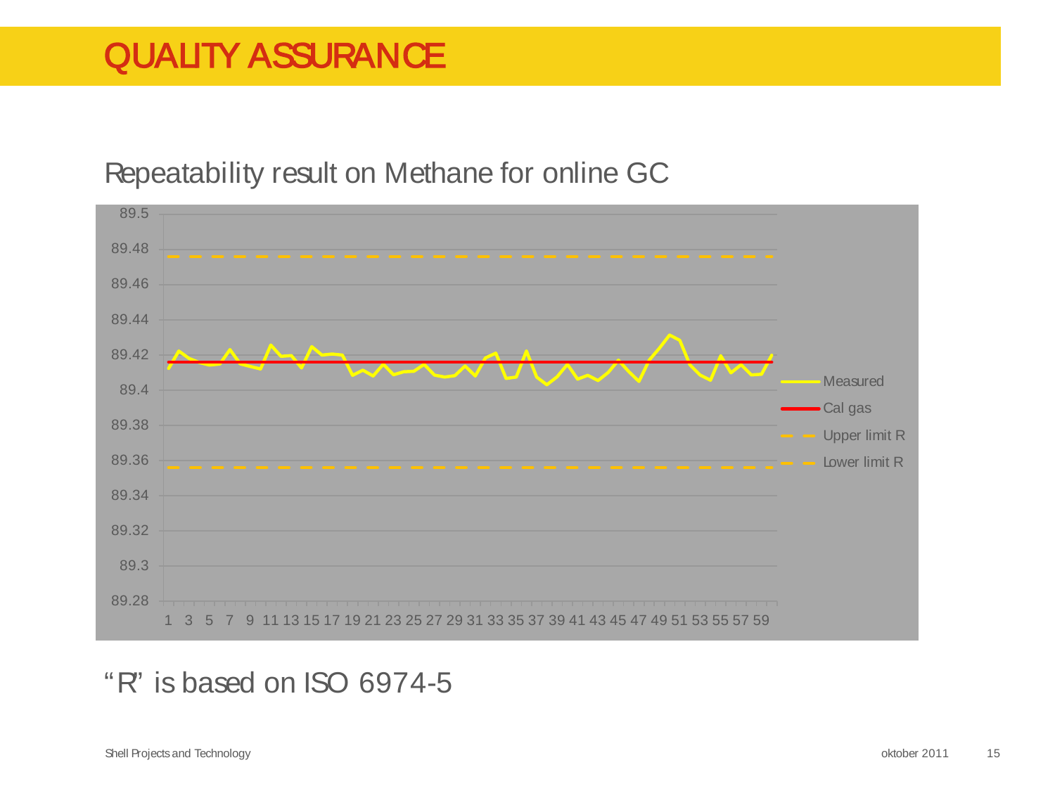# QUALITY ASSURANCE

Repeatability result on Methane for online GC

"R" is based on ISO 6974-5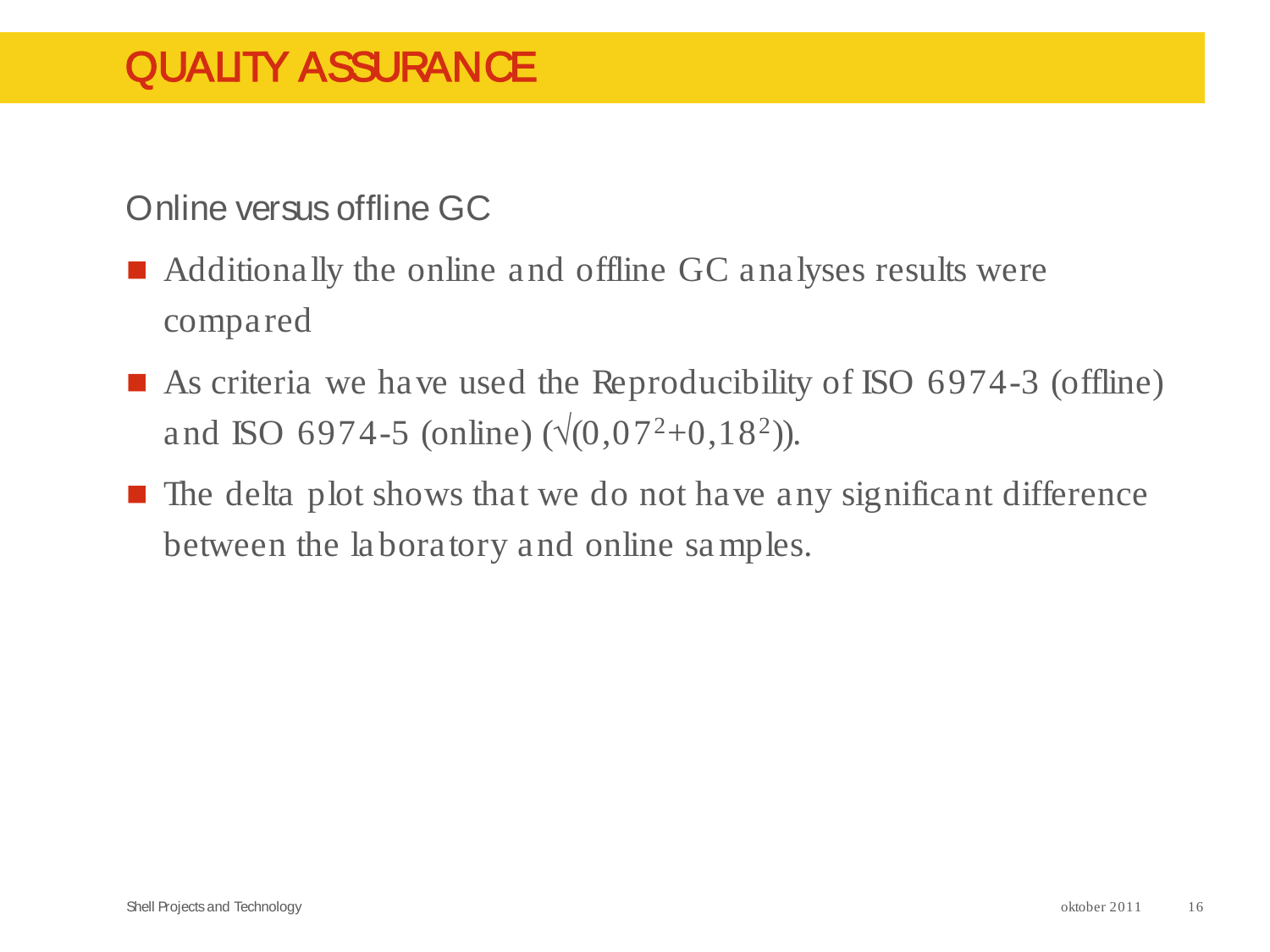# QUALITY ASSURANCE

## Online versus offline GC

- Additionally the online and offline GC analyses results were compared
- As criteria we have used the Reproducibility of ISO 6974-3 (offline) and ISO 6974-5 (online) ($\sqrt{(0{,}07^2+0{,}18^2)}$).
- The delta plot shows that we do not have any significant difference between the laboratory and online samples.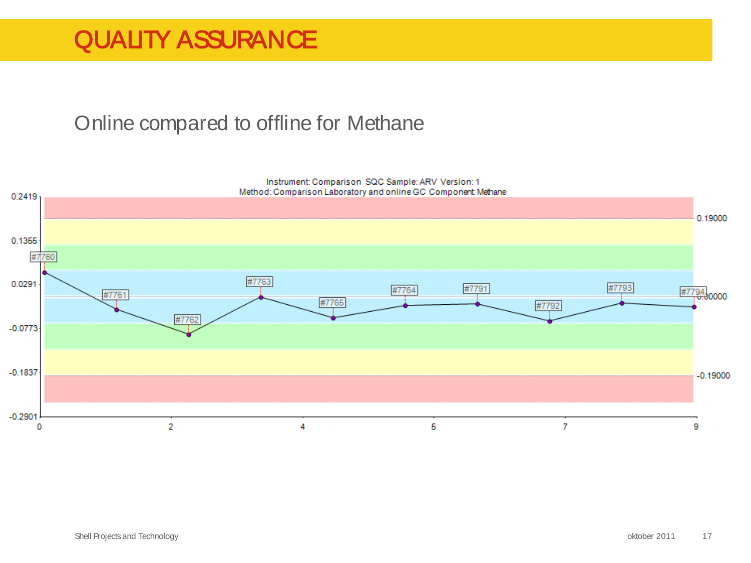# QUALITY ASSURANCE

## Online compared to offline for Methane

Instrument: Comparison SQC Sample: ARV Version: 1
Method: Comparison Laboratory and online GC Component Methane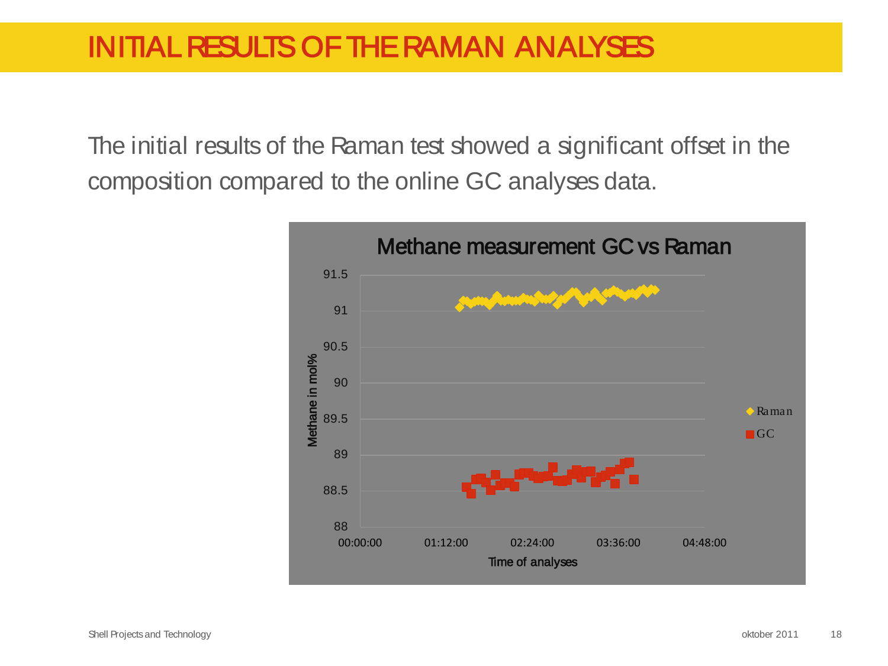# INITIAL RESULTS OF THE RAMAN ANALYSES

The initial results of the Raman test showed a significant offset in the composition compared to the online GC analyses data.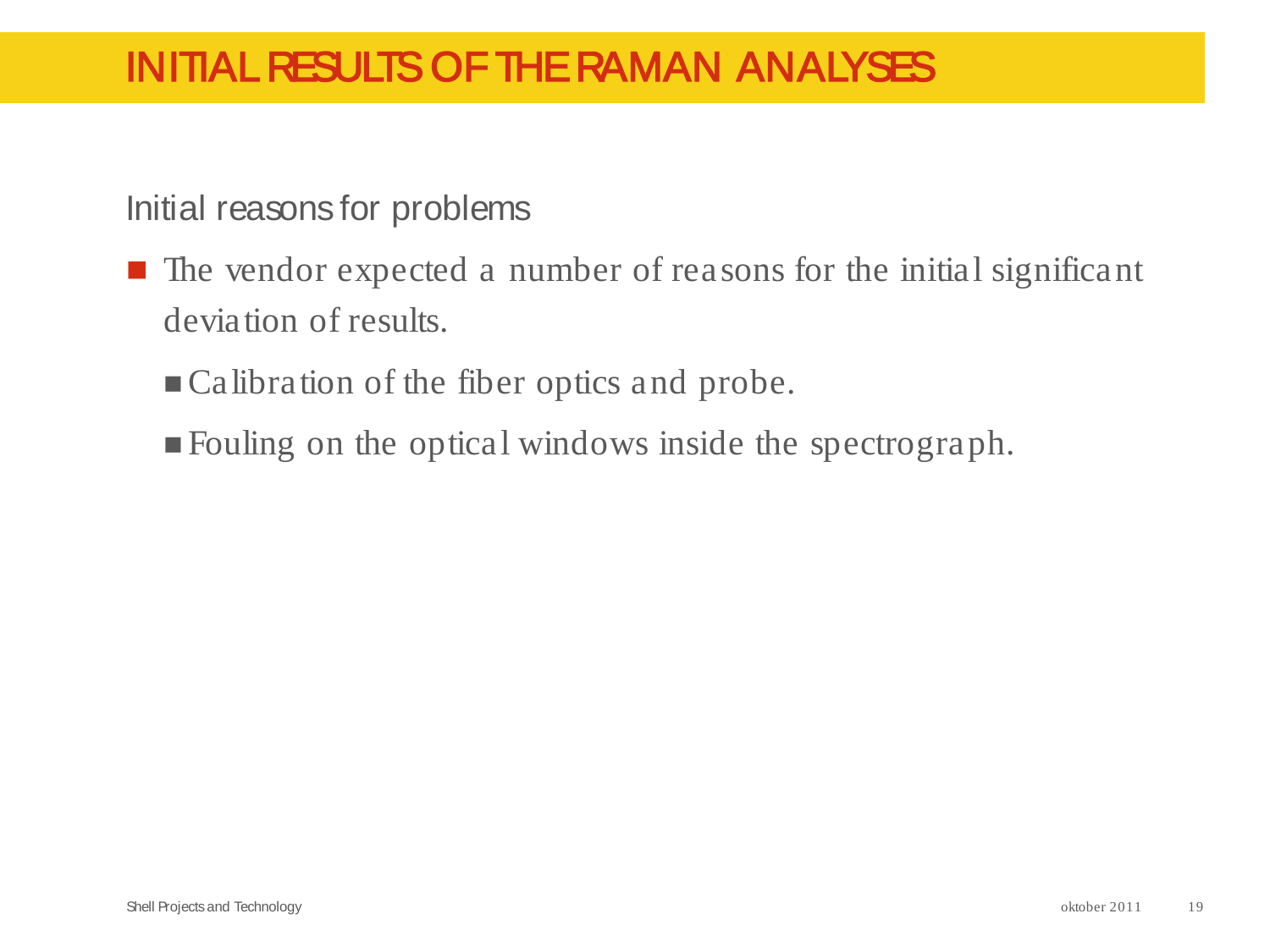# INITIAL RESULTS OF THE RAMAN ANALYSES

Initial reasons for problems

- The vendor expected a number of reasons for the initial significant deviation of results.
  - Calibration of the fiber optics and probe.
  - Fouling on the optical windows inside the spectrograph.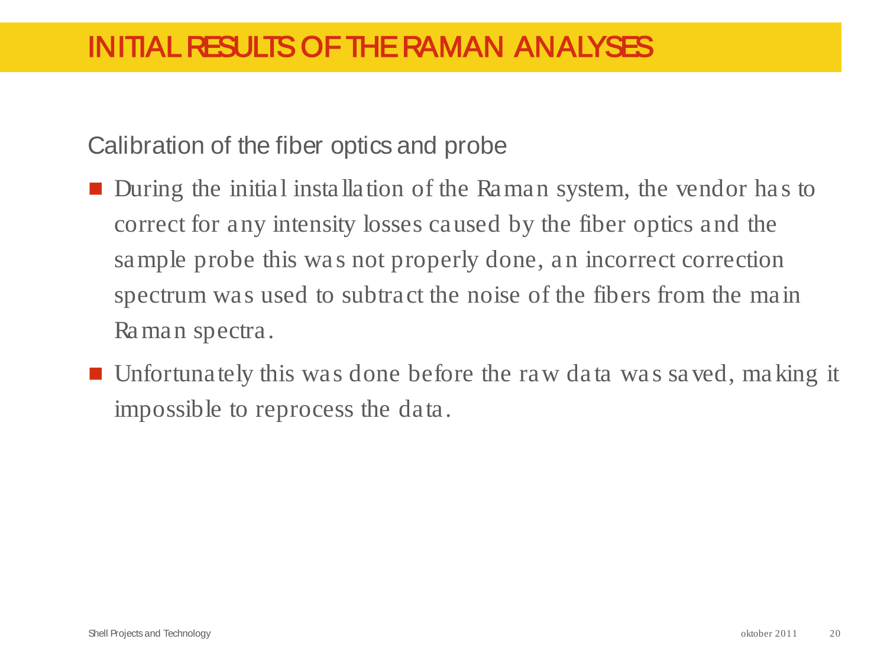# INITIAL RESULTS OF THE RAMAN ANALYSES

Calibration of the fiber optics and probe

- During the initial installation of the Raman system, the vendor has to correct for any intensity losses caused by the fiber optics and the sample probe this was not properly done, an incorrect correction spectrum was used to subtract the noise of the fibers from the main Raman spectra.
- Unfortunately this was done before the raw data was saved, making it impossible to reprocess the data.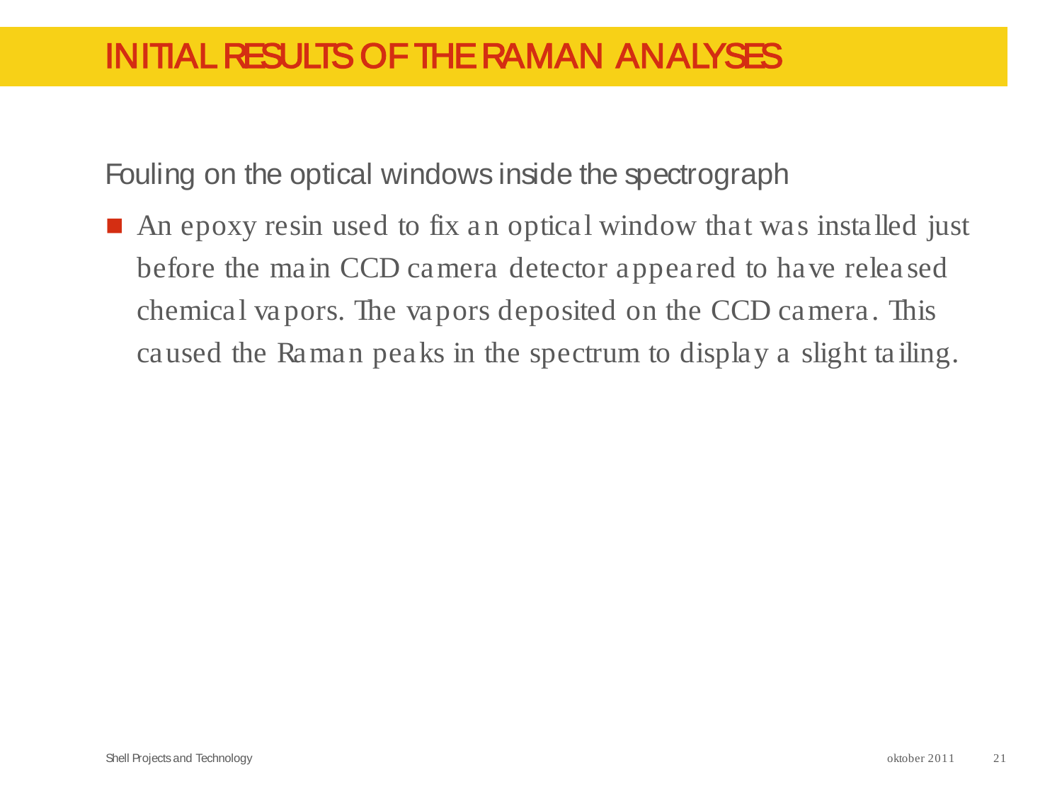# INITIAL RESULTS OF THE RAMAN ANALYSES

Fouling on the optical windows inside the spectrograph

- An epoxy resin used to fix an optical window that was installed just before the main CCD camera detector appeared to have released chemical vapors. The vapors deposited on the CCD camera. This caused the Raman peaks in the spectrum to display a slight tailing.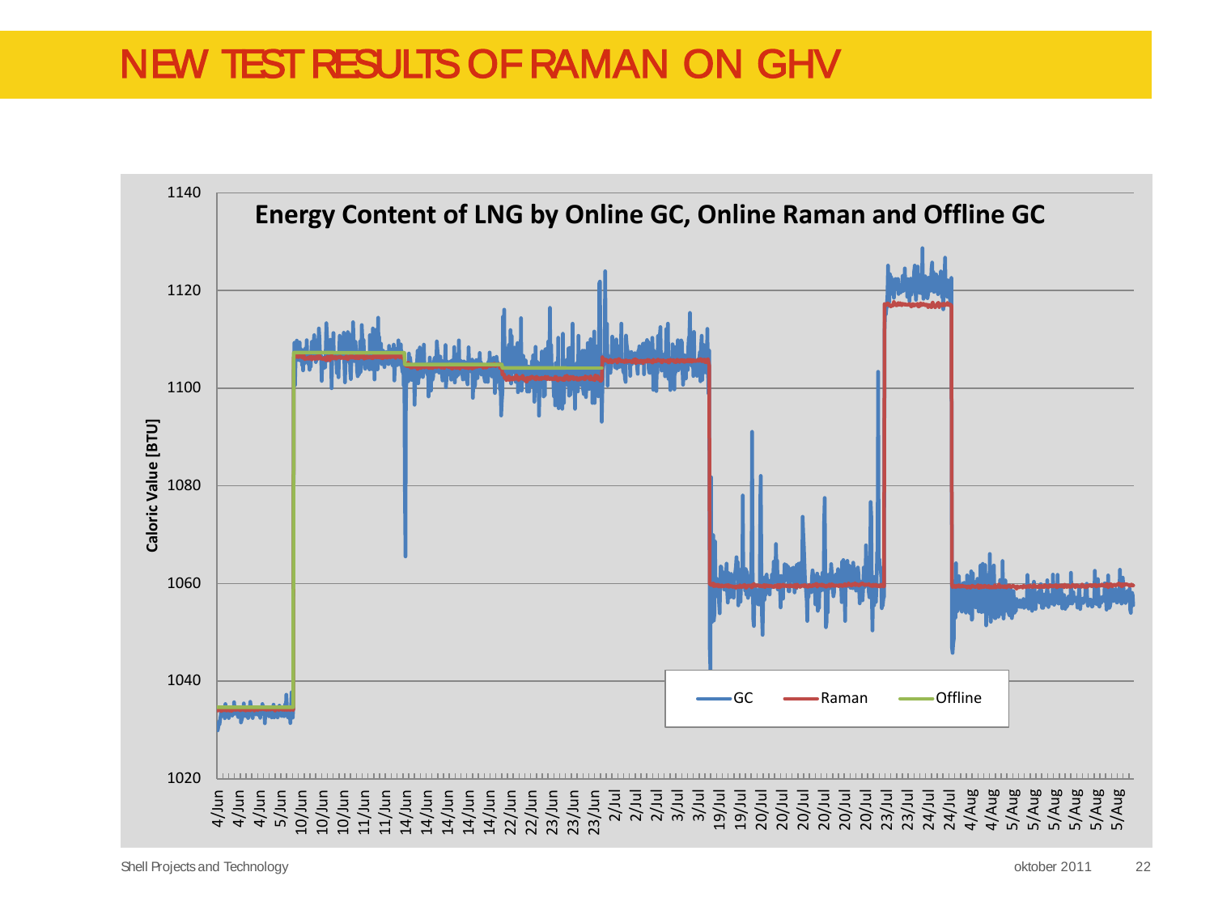# NEW TEST RESULTS OF RAMAN ON GHV

**Energy Content of LNG by Online GC, Online Raman and Offline GC**

Caloric Value [BTU]

Legend: GC, Raman, Offline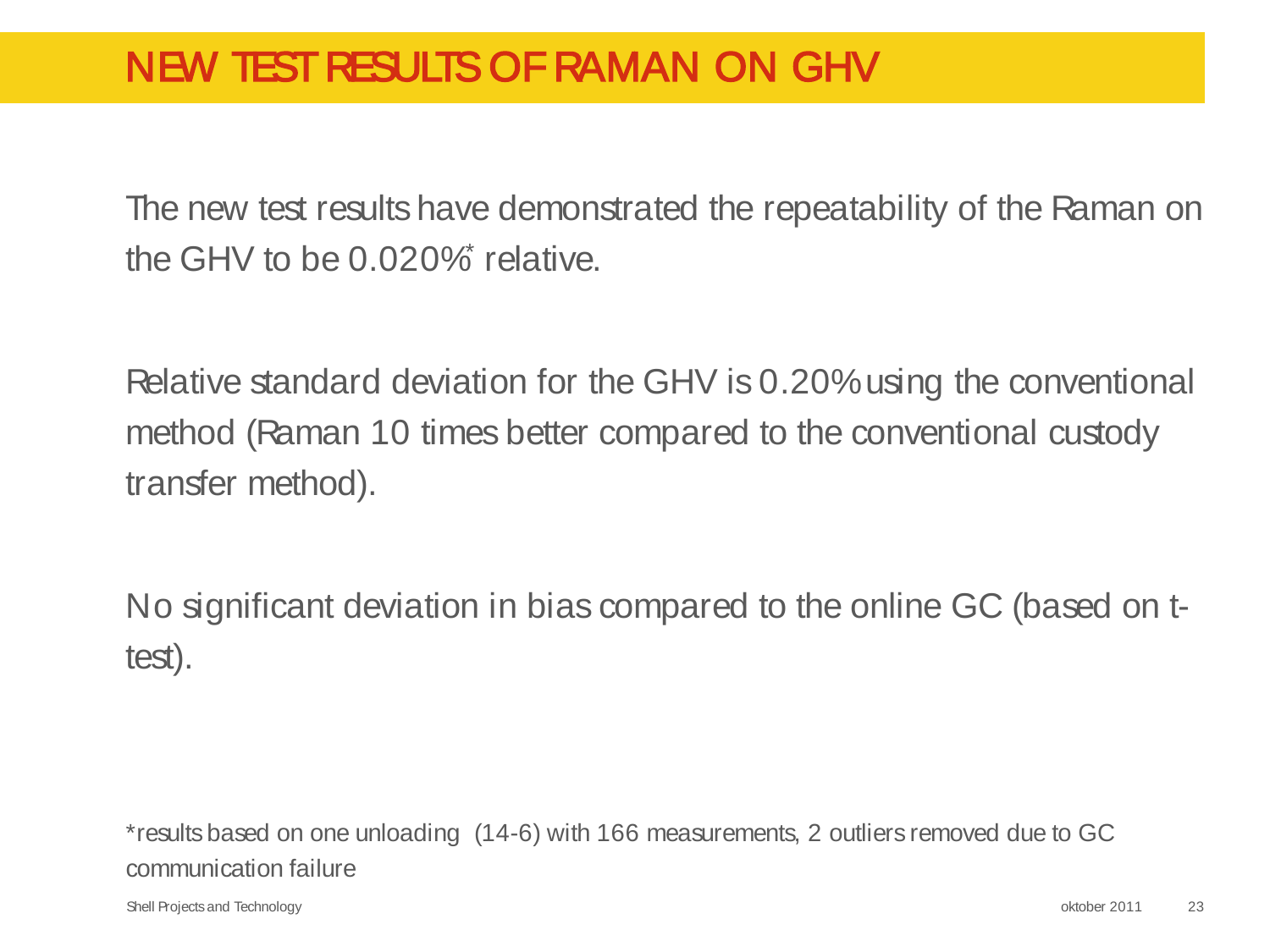# NEW TEST RESULTS OF RAMAN ON GHV

The new test results have demonstrated the repeatability of the Raman on the GHV to be 0.020%* relative.

Relative standard deviation for the GHV is 0.20% using the conventional method (Raman 10 times better compared to the conventional custody transfer method).

No significant deviation in bias compared to the online GC (based on t-test).

*results based on one unloading (14-6) with 166 measurements, 2 outliers removed due to GC communication failure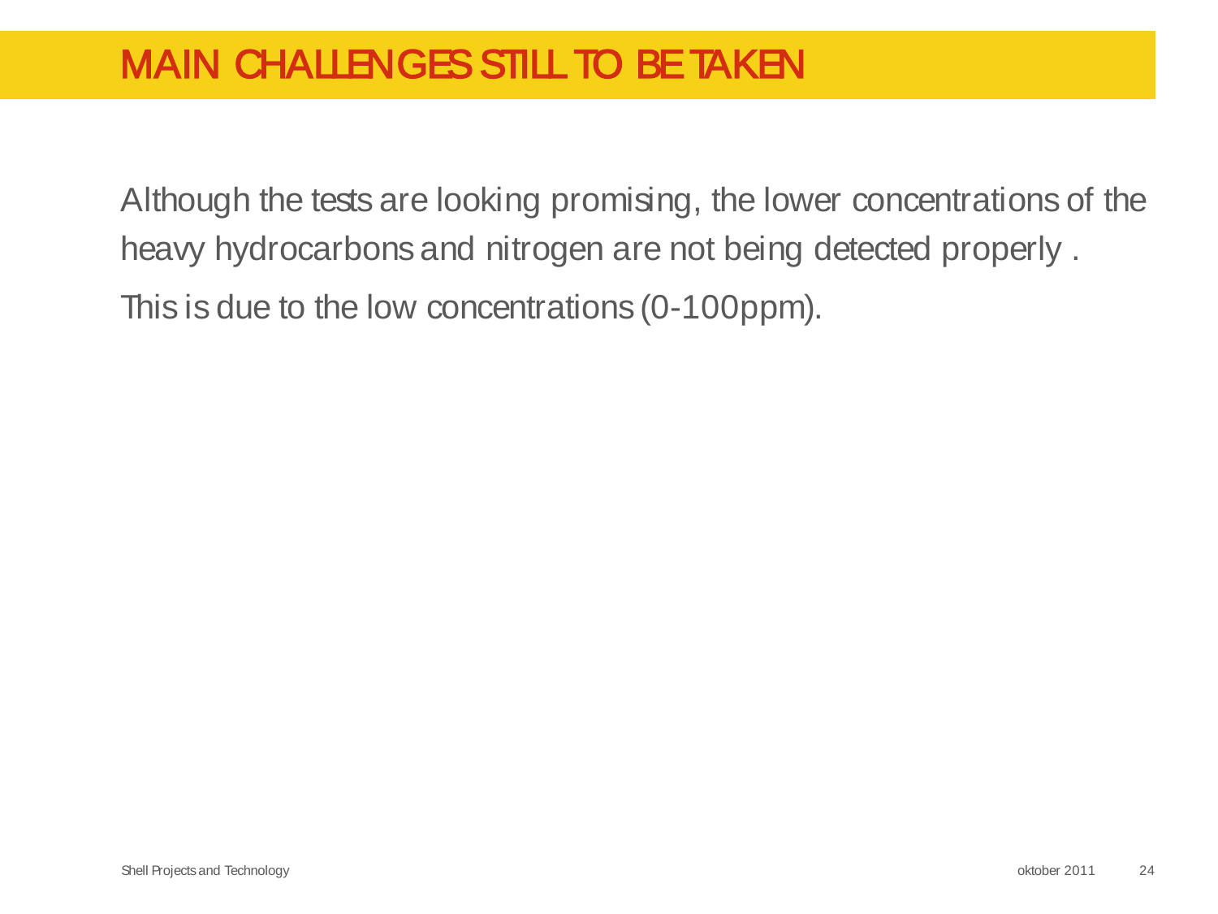# MAIN CHALLENGES STILL TO BE TAKEN

Although the tests are looking promising, the lower concentrations of the heavy hydrocarbons and nitrogen are not being detected properly .

This is due to the low concentrations (0-100ppm).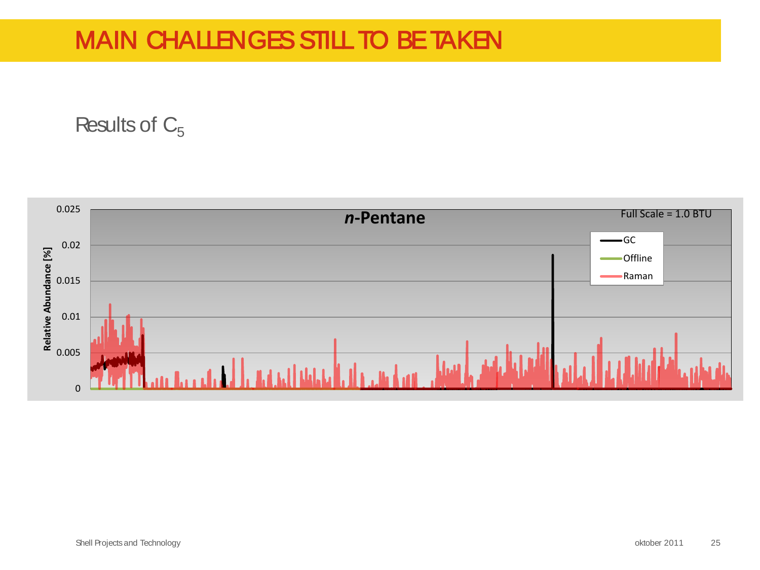# MAIN CHALLENGES STILL TO BE TAKEN

Results of $C_5$

*n*-Pentane

Full Scale = 1.0 BTU

Relative Abundance [%]

0.025
0.02
0.015
0.01
0.005
0

GC
Offline
Raman

Shell Projects and Technology

oktober 2011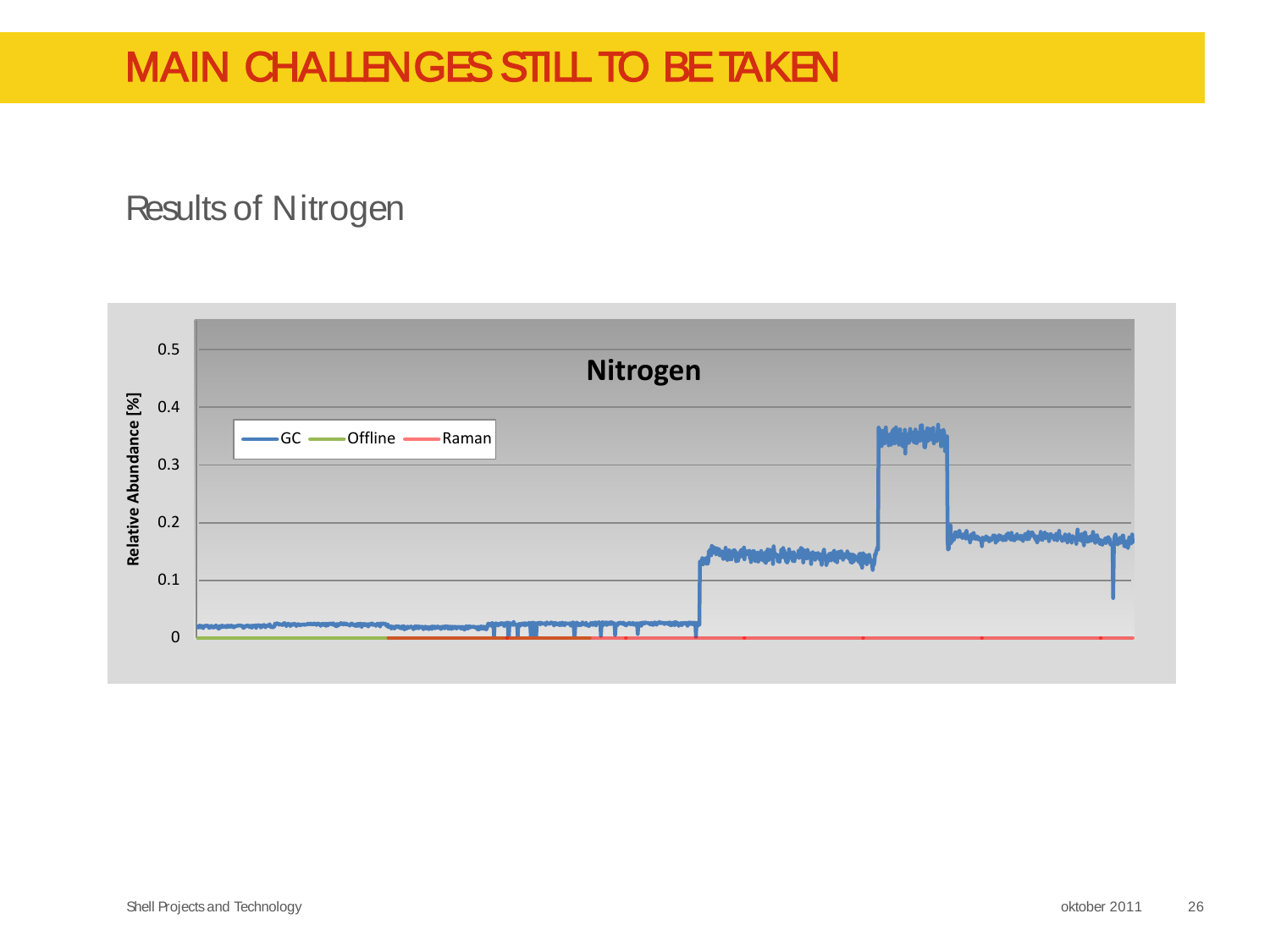# MAIN CHALLENGES STILL TO BE TAKEN

Results of Nitrogen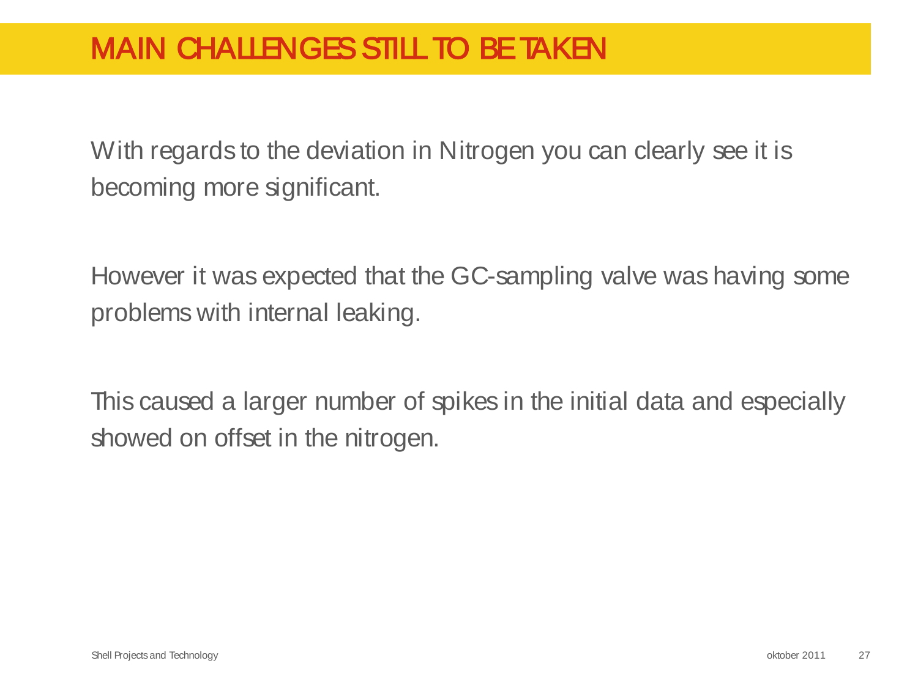# MAIN CHALLENGES STILL TO BE TAKEN

With regards to the deviation in Nitrogen you can clearly see it is becoming more significant.

However it was expected that the GC-sampling valve was having some problems with internal leaking.

This caused a larger number of spikes in the initial data and especially showed on offset in the nitrogen.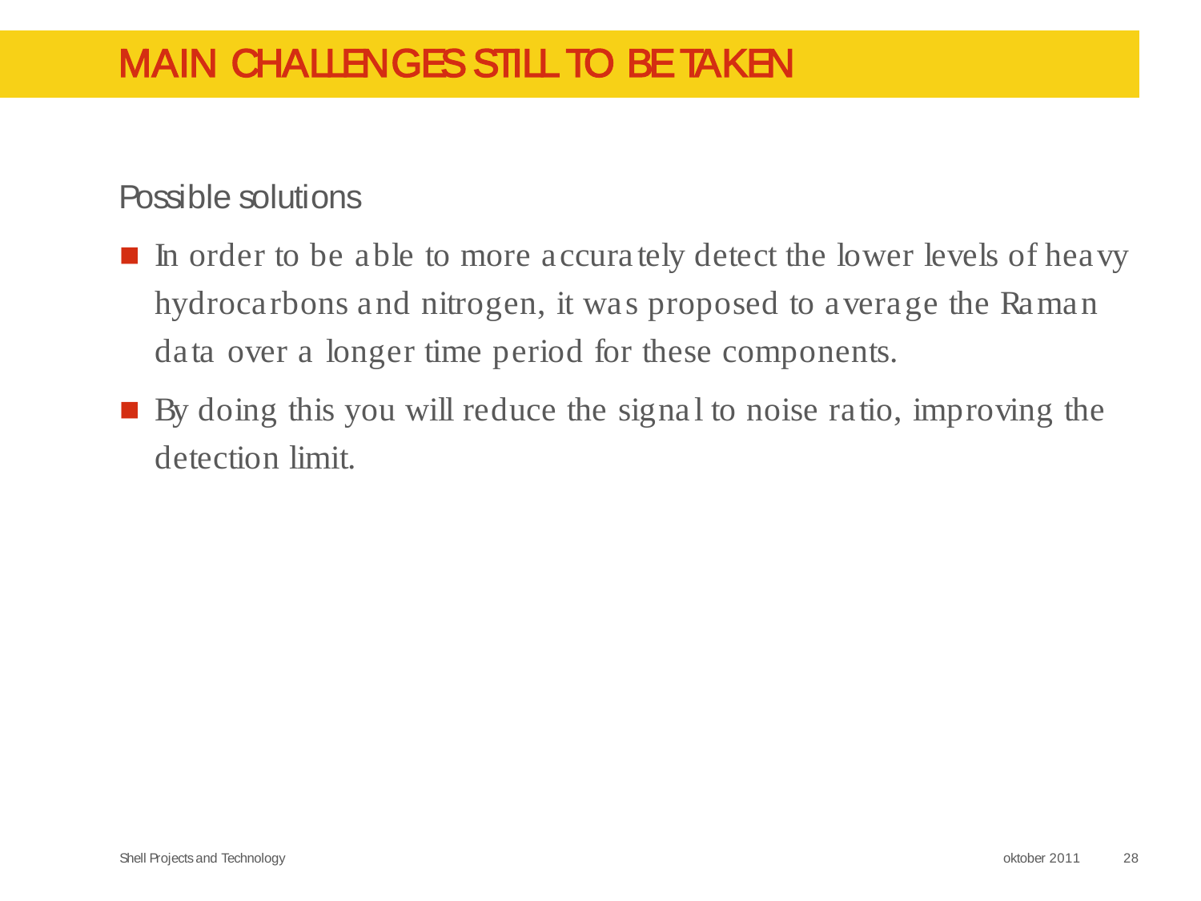# MAIN CHALLENGES STILL TO BE TAKEN

Possible solutions

- In order to be able to more accurately detect the lower levels of heavy hydrocarbons and nitrogen, it was proposed to average the Raman data over a longer time period for these components.
- By doing this you will reduce the signal to noise ratio, improving the detection limit.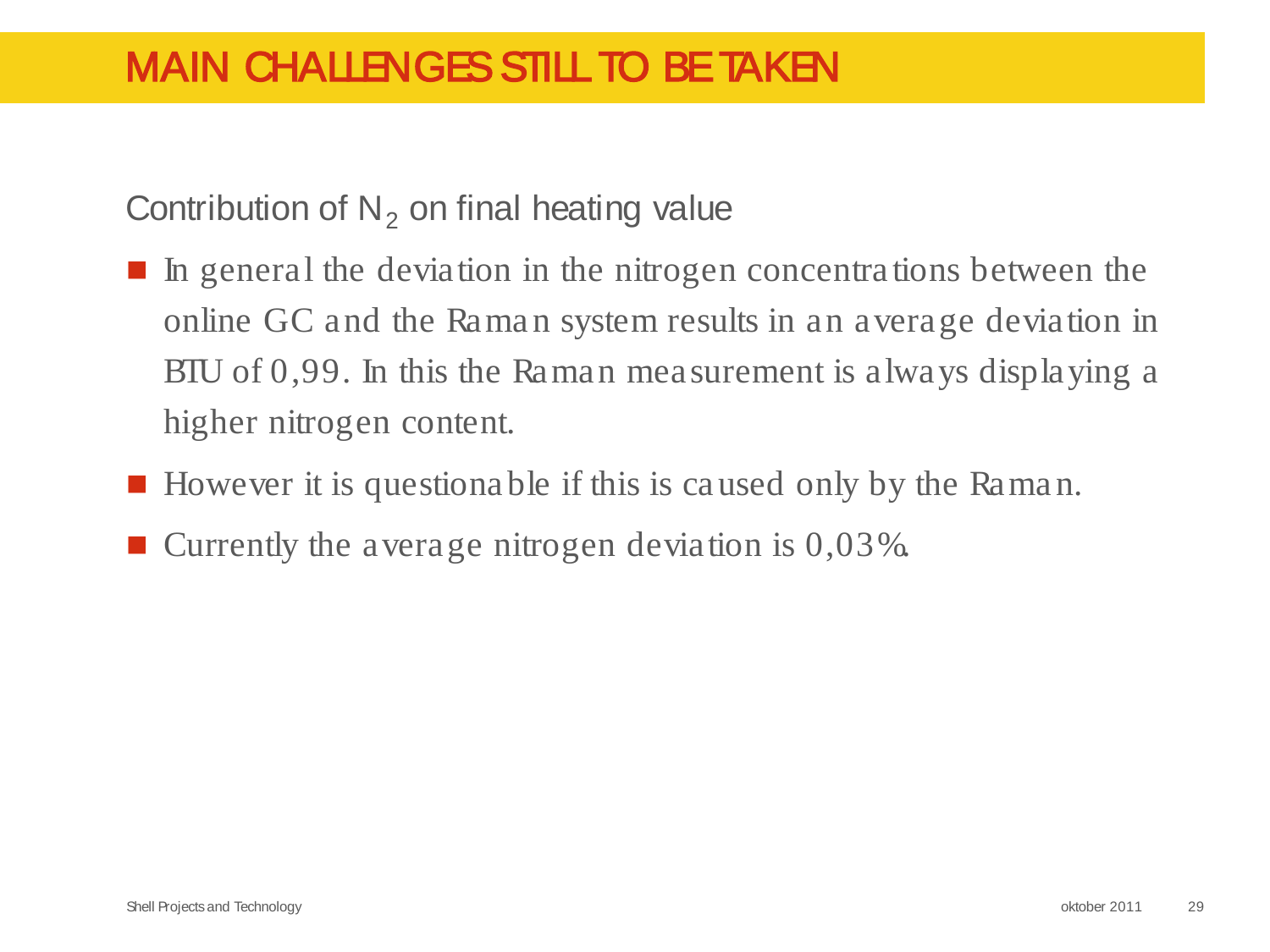# MAIN CHALLENGES STILL TO BE TAKEN

Contribution of $N_2$ on final heating value

- In general the deviation in the nitrogen concentrations between the online GC and the Raman system results in an average deviation in BTU of 0,99. In this the Raman measurement is always displaying a higher nitrogen content.
- However it is questionable if this is caused only by the Raman.
- Currently the average nitrogen deviation is 0,03%.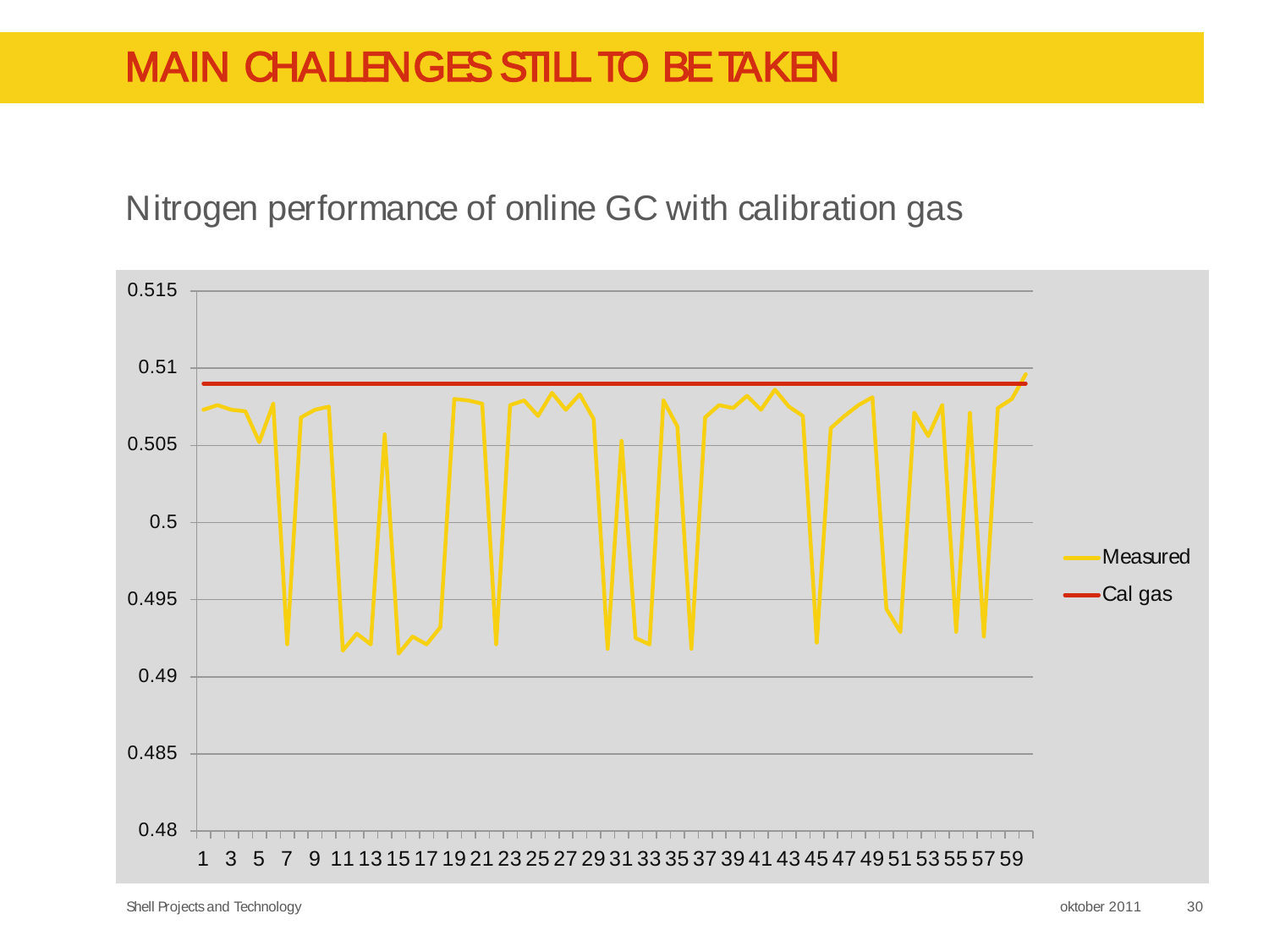# MAIN CHALLENGES STILL TO BE TAKEN

Nitrogen performance of online GC with calibration gas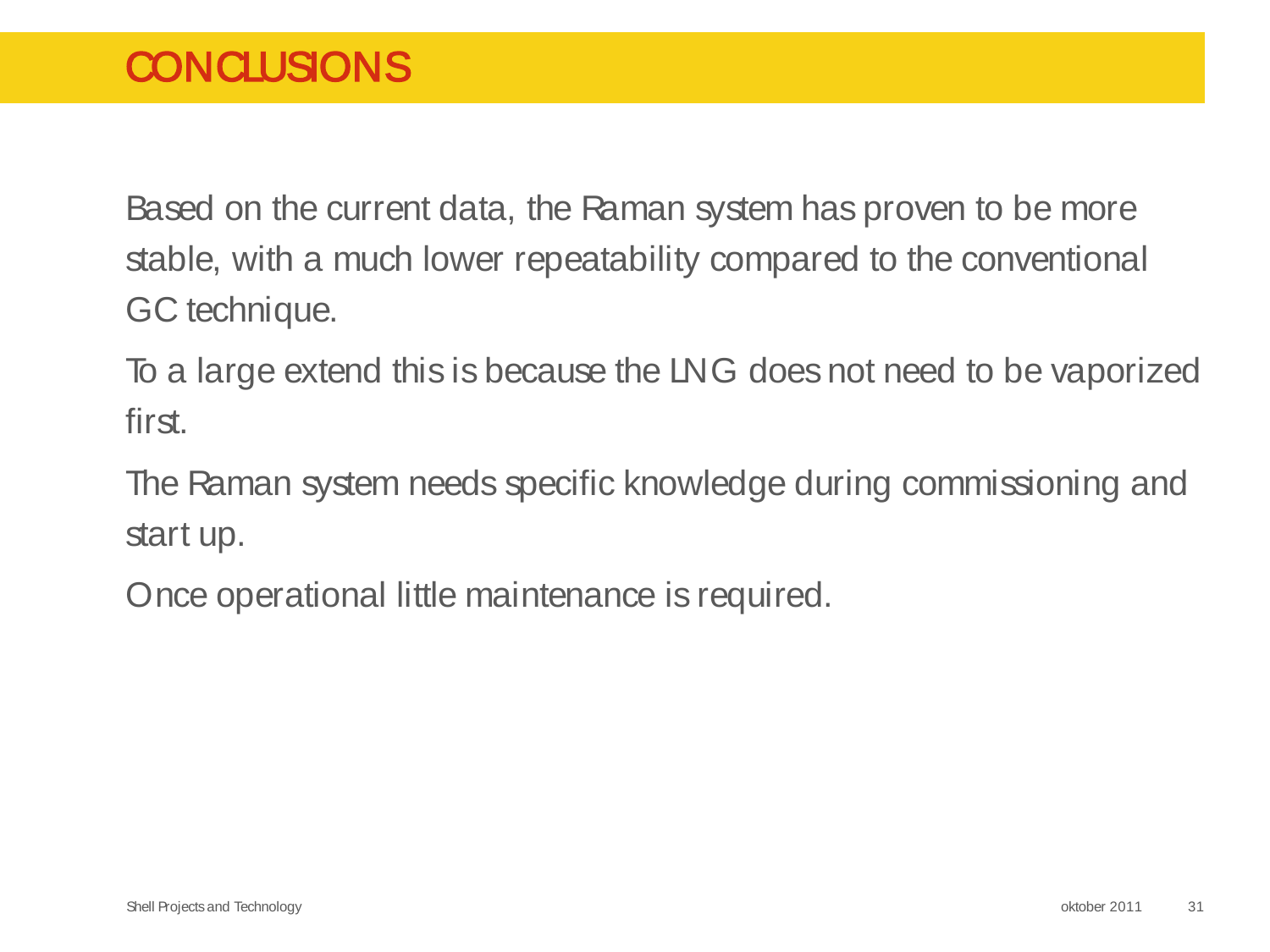# CONCLUSIONS

Based on the current data, the Raman system has proven to be more stable, with a much lower repeatability compared to the conventional GC technique.

To a large extend this is because the LNG does not need to be vaporized first.

The Raman system needs specific knowledge during commissioning and start up.

Once operational little maintenance is required.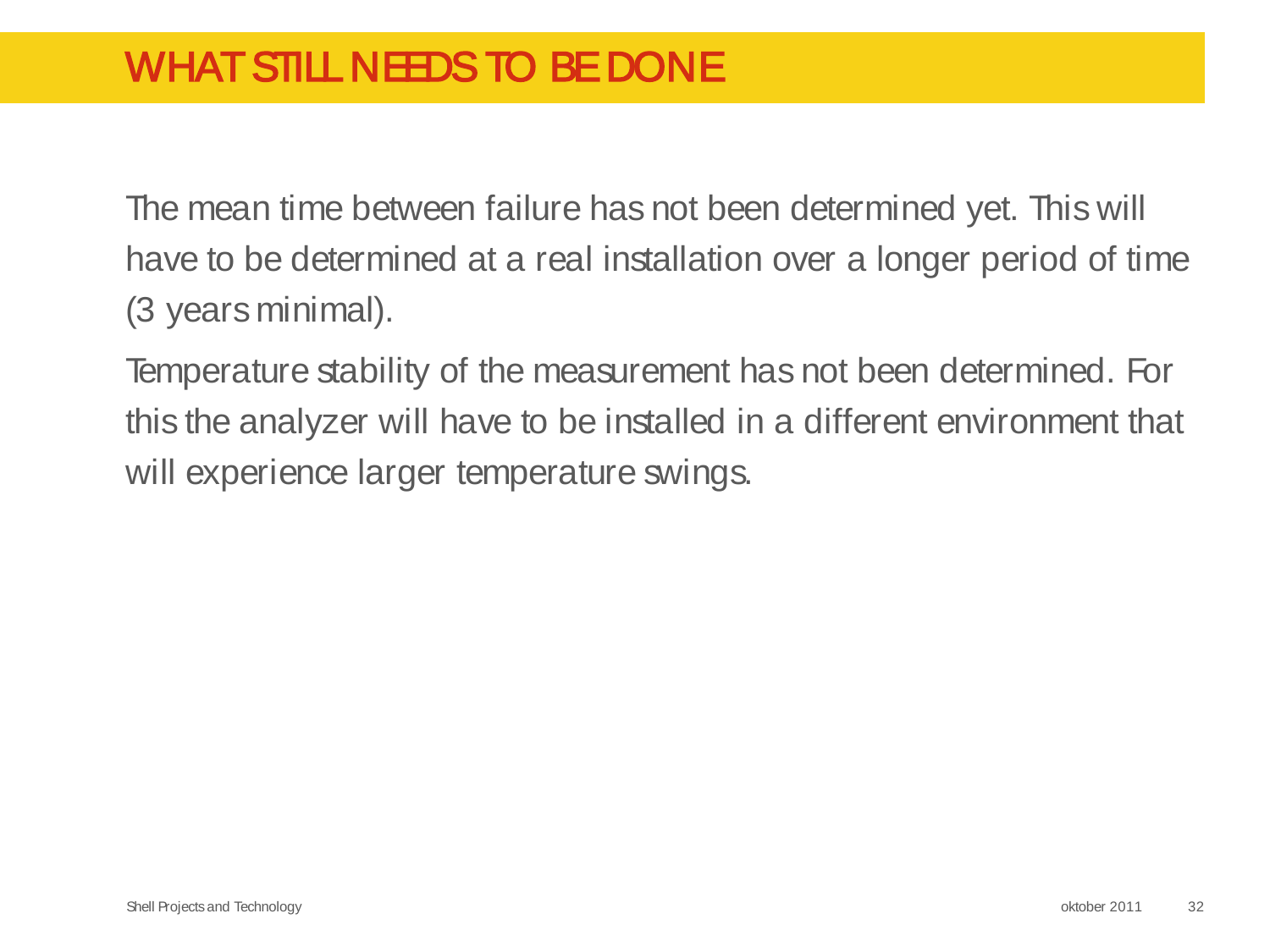# WHAT STILL NEEDS TO BE DONE

The mean time between failure has not been determined yet. This will have to be determined at a real installation over a longer period of time (3 years minimal).

Temperature stability of the measurement has not been determined. For this the analyzer will have to be installed in a different environment that will experience larger temperature swings.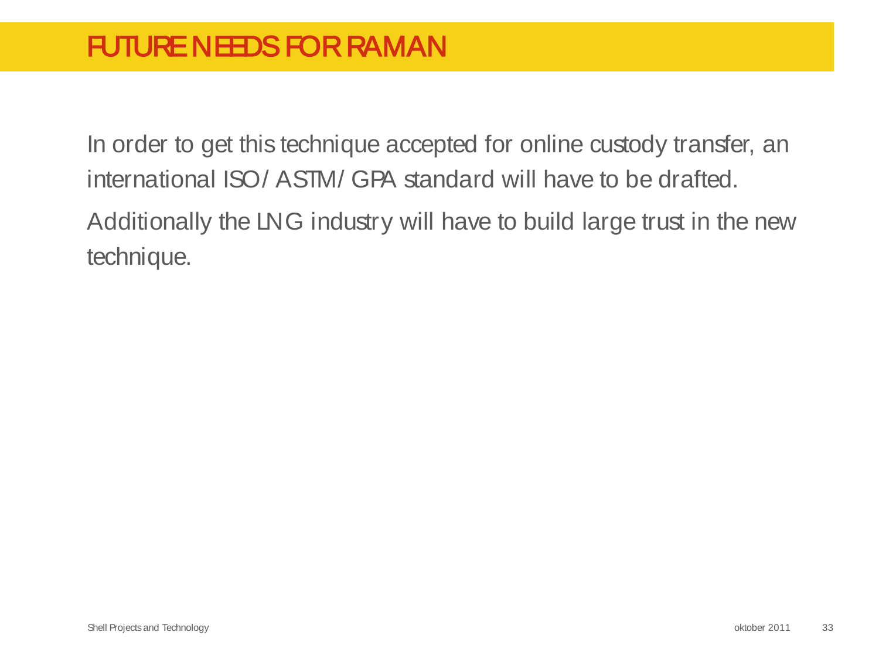# FUTURE NEEDS FOR RAMAN

In order to get this technique accepted for online custody transfer, an international ISO/ ASTM/ GPA standard will have to be drafted.

Additionally the LNG industry will have to build large trust in the new technique.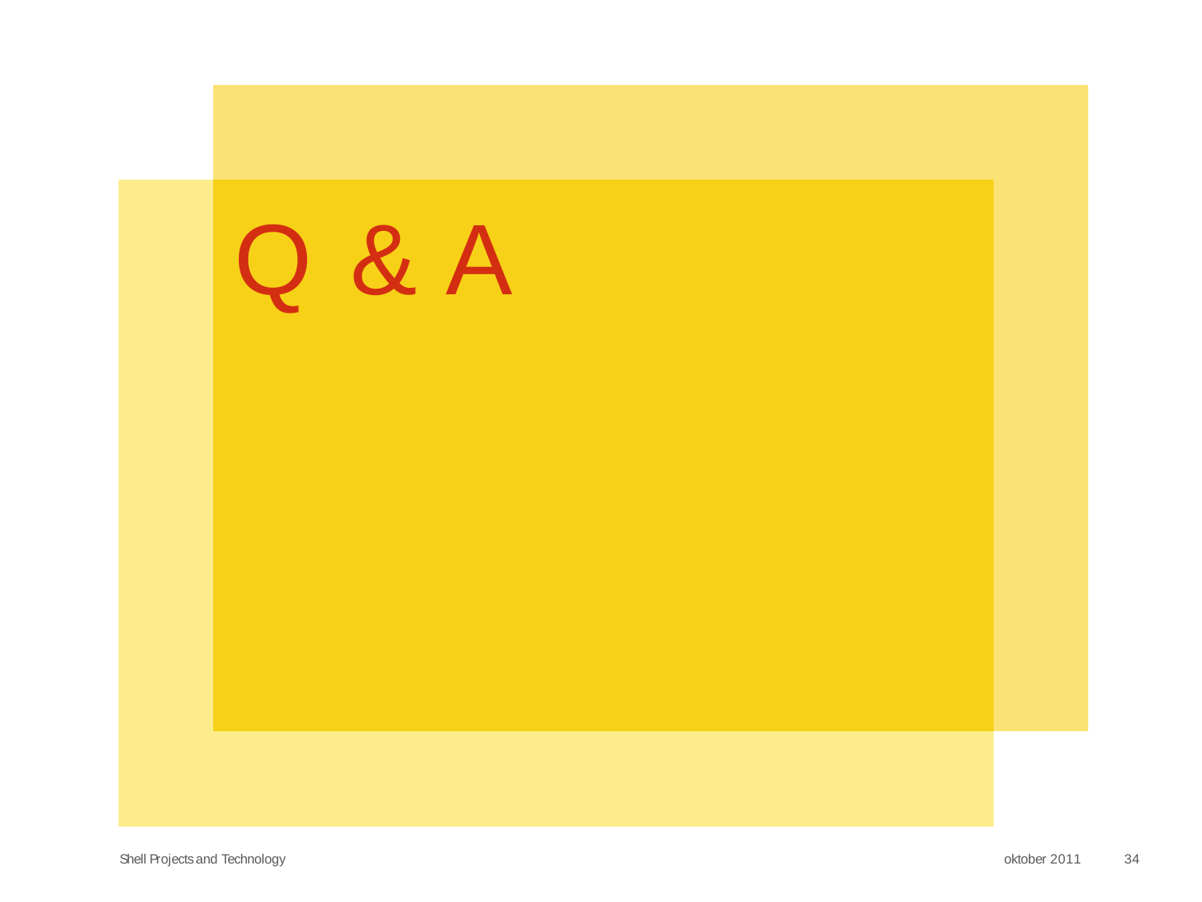# Q & A